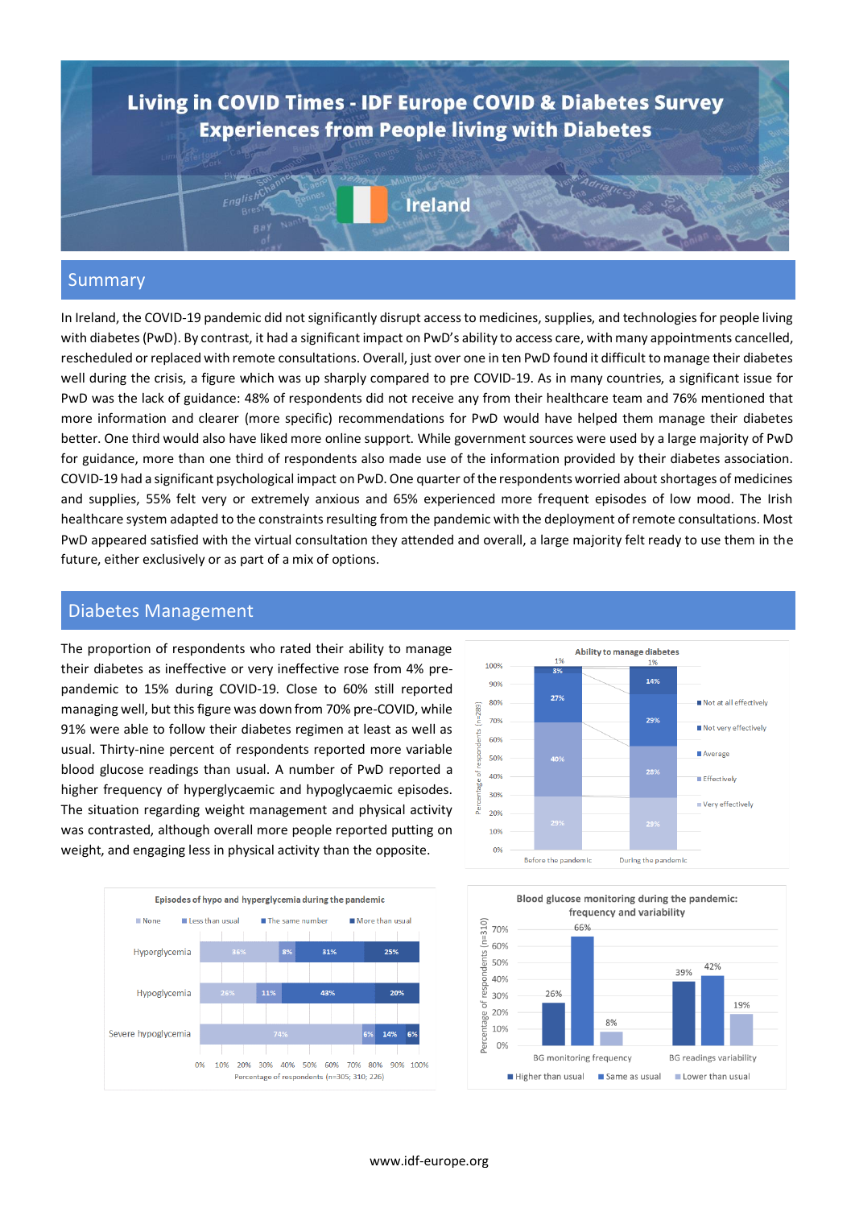# Living in COVID Times - IDF Europe COVID & Diabetes Survey
# Experiences from People living with Diabetes

**Ireland**

## Summary

In Ireland, the COVID-19 pandemic did not significantly disrupt access to medicines, supplies, and technologies for people living with diabetes (PwD). By contrast, it had a significant impact on PwD's ability to access care, with many appointments cancelled, rescheduled or replaced with remote consultations. Overall, just over one in ten PwD found it difficult to manage their diabetes well during the crisis, a figure which was up sharply compared to pre COVID-19. As in many countries, a significant issue for PwD was the lack of guidance: 48% of respondents did not receive any from their healthcare team and 76% mentioned that more information and clearer (more specific) recommendations for PwD would have helped them manage their diabetes better. One third would also have liked more online support. While government sources were used by a large majority of PwD for guidance, more than one third of respondents also made use of the information provided by their diabetes association. COVID-19 had a significant psychological impact on PwD. One quarter of the respondents worried about shortages of medicines and supplies, 55% felt very or extremely anxious and 65% experienced more frequent episodes of low mood. The Irish healthcare system adapted to the constraints resulting from the pandemic with the deployment of remote consultations. Most PwD appeared satisfied with the virtual consultation they attended and overall, a large majority felt ready to use them in the future, either exclusively or as part of a mix of options.

## Diabetes Management

The proportion of respondents who rated their ability to manage their diabetes as ineffective or very ineffective rose from 4% pre-pandemic to 15% during COVID-19. Close to 60% still reported managing well, but this figure was down from 70% pre-COVID, while 91% were able to follow their diabetes regimen at least as well as usual. Thirty-nine percent of respondents reported more variable blood glucose readings than usual. A number of PwD reported a higher frequency of hyperglycaemic and hypoglycaemic episodes. The situation regarding weight management and physical activity was contrasted, although overall more people reported putting on weight, and engaging less in physical activity than the opposite.

**Ability to manage diabetes** (Percentage of respondents (n=288))

| | Before the pandemic | During the pandemic |
|---|---|---|
| Not at all effectively | 1% | 1% |
| Not very effectively | 3% | 14% |
| Average | 27% | 29% |
| Effectively | 40% | 28% |
| Very effectively | 29% | 29% |

**Episodes of hypo and hyperglycemia during the pandemic** (Percentage of respondents (n=305; 310; 226))

| | None | Less than usual | The same number | More than usual |
|---|---|---|---|---|
| Hyperglycemia | 36% | 8% | 31% | 25% |
| Hypoglycemia | 26% | 11% | 43% | 20% |
| Severe hypoglycemia | 74% | 6% | 14% | 6% |

**Blood glucose monitoring during the pandemic: frequency and variability** (Percentage of respondents (n=310))

| | Higher than usual | Same as usual | Lower than usual |
|---|---|---|---|
| BG monitoring frequency | 26% | 66% | 8% |
| BG readings variability | 39% | 42% | 19% |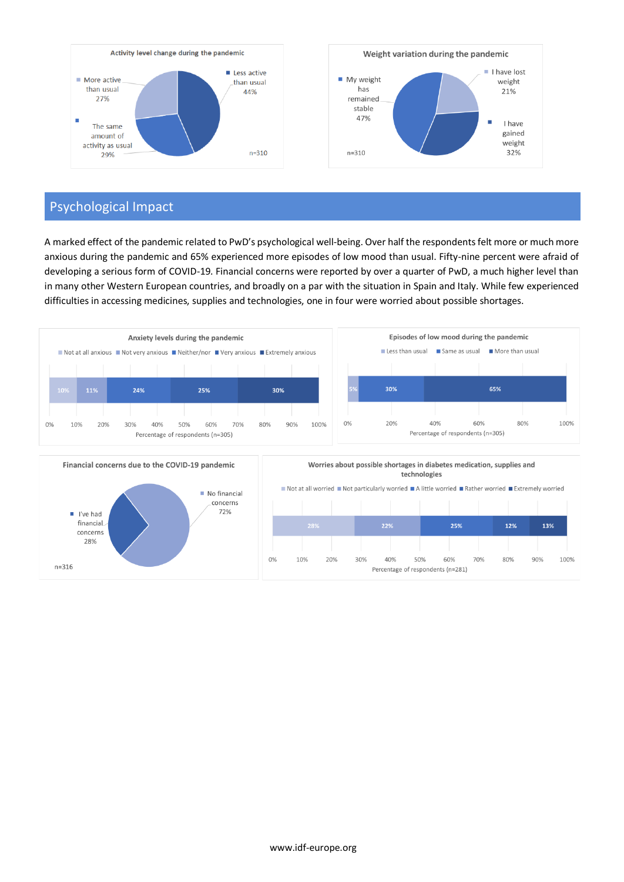**Activity level change during the pandemic**

- Less active than usual: 44%
- More active than usual: 27%
- The same amount of activity as usual: 29%

n=310

**Weight variation during the pandemic**

- I have lost weight: 21%
- My weight has remained stable: 47%
- I have gained weight: 32%

n=310

## Psychological Impact

A marked effect of the pandemic related to PwD's psychological well-being. Over half the respondents felt more or much more anxious during the pandemic and 65% experienced more episodes of low mood than usual. Fifty-nine percent were afraid of developing a serious form of COVID-19. Financial concerns were reported by over a quarter of PwD, a much higher level than in many other Western European countries, and broadly on a par with the situation in Spain and Italy. While few experienced difficulties in accessing medicines, supplies and technologies, one in four were worried about possible shortages.

**Anxiety levels during the pandemic**

| Not at all anxious | Not very anxious | Neither/nor | Very anxious | Extremely anxious |
|---|---|---|---|---|
| 10% | 11% | 24% | 25% | 30% |

Percentage of respondents (n=305)

**Episodes of low mood during the pandemic**

| Less than usual | Same as usual | More than usual |
|---|---|---|
| 5% | 30% | 65% |

Percentage of respondents (n=305)

**Financial concerns due to the COVID-19 pandemic**

- No financial concerns: 72%
- I've had financial concerns: 28%

n=316

**Worries about possible shortages in diabetes medication, supplies and technologies**

| Not at all worried | Not particularly worried | A little worried | Rather worried | Extremely worried |
|---|---|---|---|---|
| 28% | 22% | 25% | 12% | 13% |

Percentage of respondents (n=281)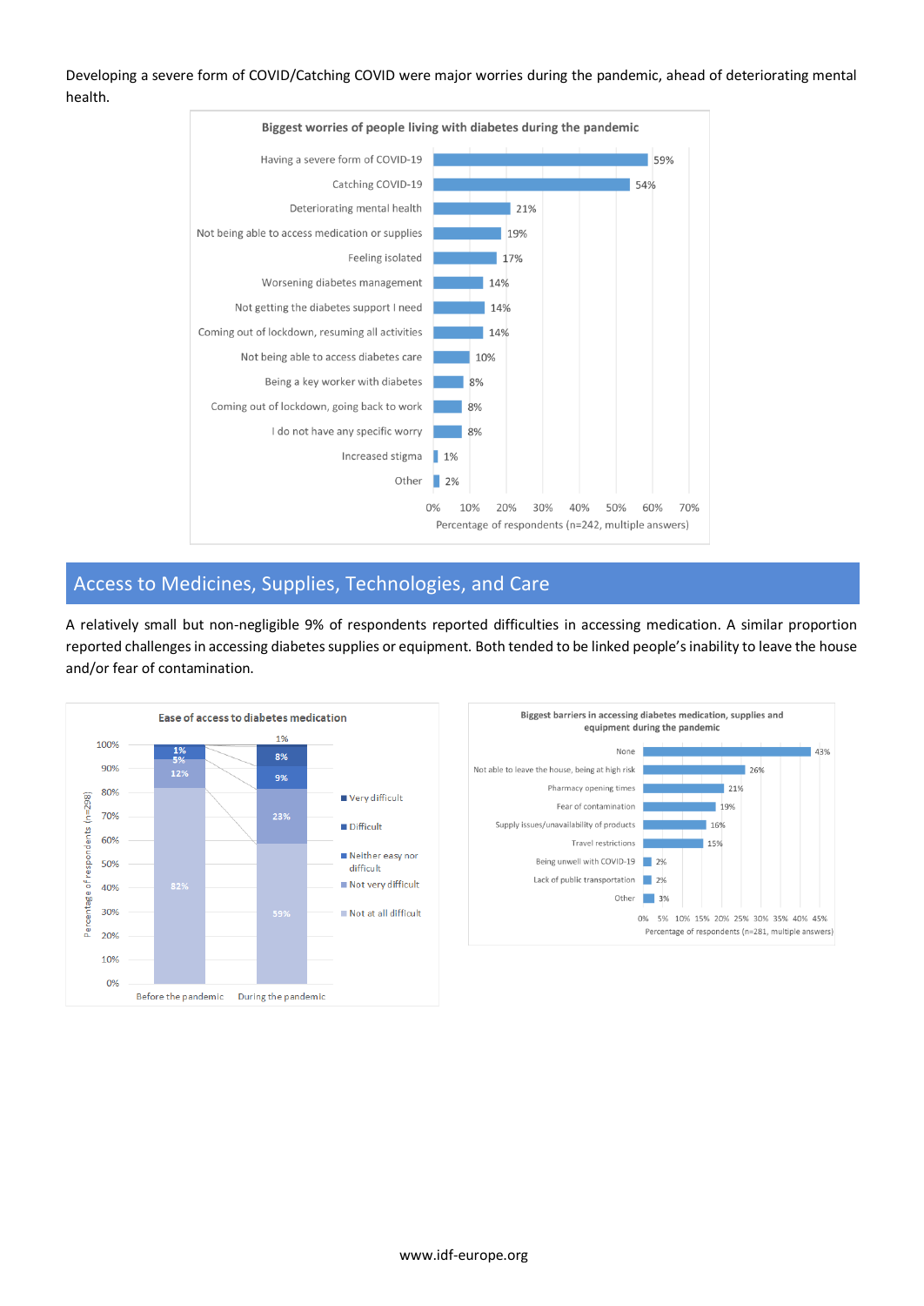Developing a severe form of COVID/Catching COVID were major worries during the pandemic, ahead of deteriorating mental health.

**Biggest worries of people living with diabetes during the pandemic**

| Worry | Percentage of respondents (n=242, multiple answers) |
|---|---|
| Having a severe form of COVID-19 | 59% |
| Catching COVID-19 | 54% |
| Deteriorating mental health | 21% |
| Not being able to access medication or supplies | 19% |
| Feeling isolated | 17% |
| Worsening diabetes management | 14% |
| Not getting the diabetes support I need | 14% |
| Coming out of lockdown, resuming all activities | 14% |
| Not being able to access diabetes care | 10% |
| Being a key worker with diabetes | 8% |
| Coming out of lockdown, going back to work | 8% |
| I do not have any specific worry | 8% |
| Increased stigma | 1% |
| Other | 2% |

## Access to Medicines, Supplies, Technologies, and Care

A relatively small but non-negligible 9% of respondents reported difficulties in accessing medication. A similar proportion reported challenges in accessing diabetes supplies or equipment. Both tended to be linked people's inability to leave the house and/or fear of contamination.

**Ease of access to diabetes medication**

| Percentage of respondents (n=298) | Before the pandemic | During the pandemic |
|---|---|---|
| Very difficult | 1% | 1% |
| Difficult | 5% | 8% |
| Neither easy nor difficult | 12% | 9% |
| Not very difficult | | 23% |
| Not at all difficult | 82% | 59% |

**Biggest barriers in accessing diabetes medication, supplies and equipment during the pandemic**

| Barrier | Percentage of respondents (n=281, multiple answers) |
|---|---|
| None | 43% |
| Not able to leave the house, being at high risk | 26% |
| Pharmacy opening times | 21% |
| Fear of contamination | 19% |
| Supply issues/unavailability of products | 16% |
| Travel restrictions | 15% |
| Being unwell with COVID-19 | 2% |
| Lack of public transportation | 2% |
| Other | 3% |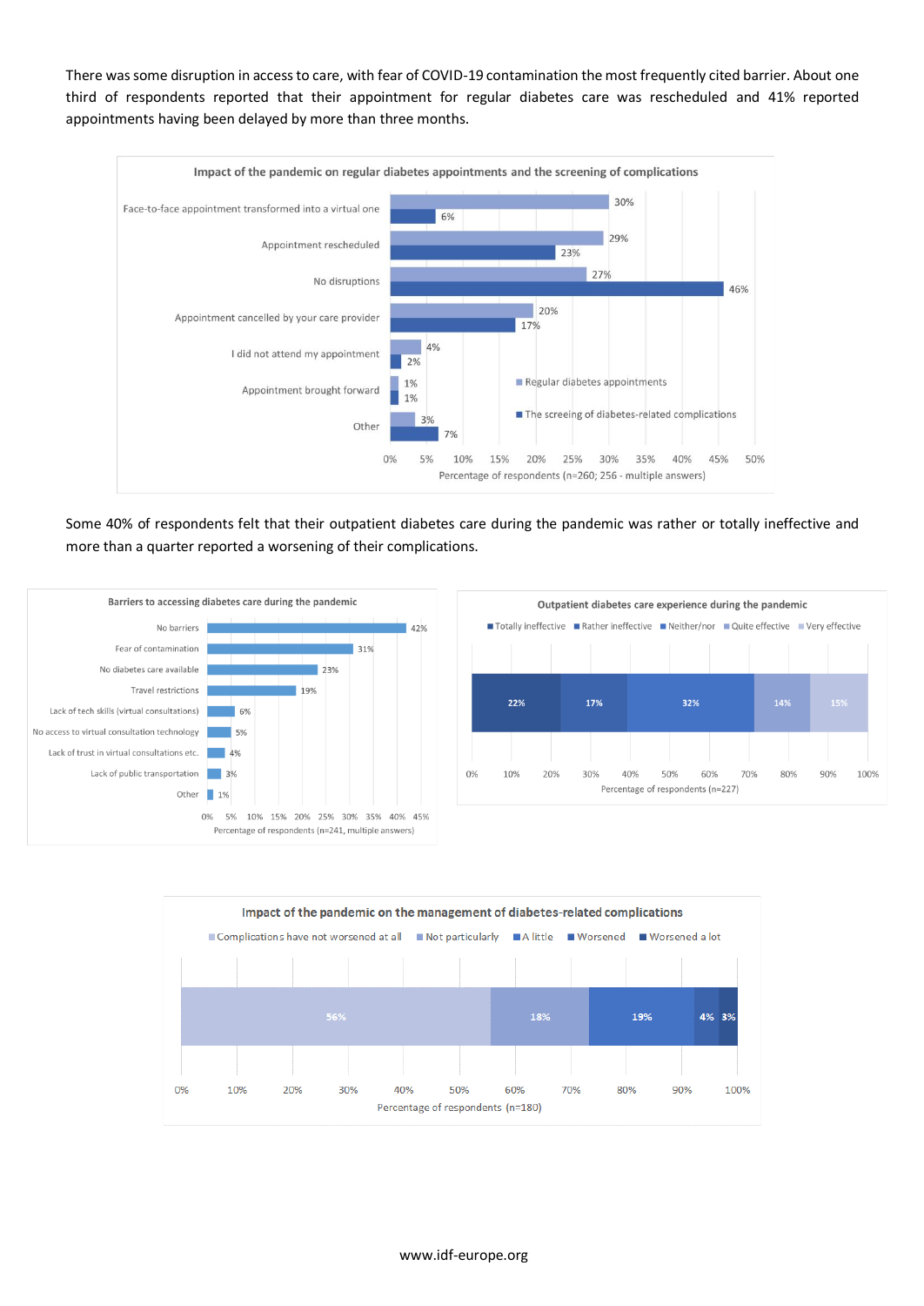There was some disruption in access to care, with fear of COVID-19 contamination the most frequently cited barrier. About one third of respondents reported that their appointment for regular diabetes care was rescheduled and 41% reported appointments having been delayed by more than three months.

**Impact of the pandemic on regular diabetes appointments and the screening of complications**

| | Regular diabetes appointments | The screeing of diabetes-related complications |
|---|---|---|
| Face-to-face appointment transformed into a virtual one | 30% | 6% |
| Appointment rescheduled | 29% | 23% |
| No disruptions | 27% | 46% |
| Appointment cancelled by your care provider | 20% | 17% |
| I did not attend my appointment | 4% | 2% |
| Appointment brought forward | 1% | 1% |
| Other | 3% | 7% |

Percentage of respondents (n=260; 256 - multiple answers)

Some 40% of respondents felt that their outpatient diabetes care during the pandemic was rather or totally ineffective and more than a quarter reported a worsening of their complications.

**Barriers to accessing diabetes care during the pandemic**

| Barrier | Percentage |
|---|---|
| No barriers | 42% |
| Fear of contamination | 31% |
| No diabetes care available | 23% |
| Travel restrictions | 19% |
| Lack of tech skills (virtual consultations) | 6% |
| No access to virtual consultation technology | 5% |
| Lack of trust in virtual consultations etc. | 4% |
| Lack of public transportation | 3% |
| Other | 1% |

Percentage of respondents (n=241, multiple answers)

**Outpatient diabetes care experience during the pandemic**

| Totally ineffective | Rather ineffective | Neither/nor | Quite effective | Very effective |
|---|---|---|---|---|
| 22% | 17% | 32% | 14% | 15% |

Percentage of respondents (n=227)

**Impact of the pandemic on the management of diabetes-related complications**

| Complications have not worsened at all | Not particularly | A little | Worsened | Worsened a lot |
|---|---|---|---|---|
| 56% | 18% | 19% | 4% | 3% |

Percentage of respondents (n=180)

www.idf-europe.org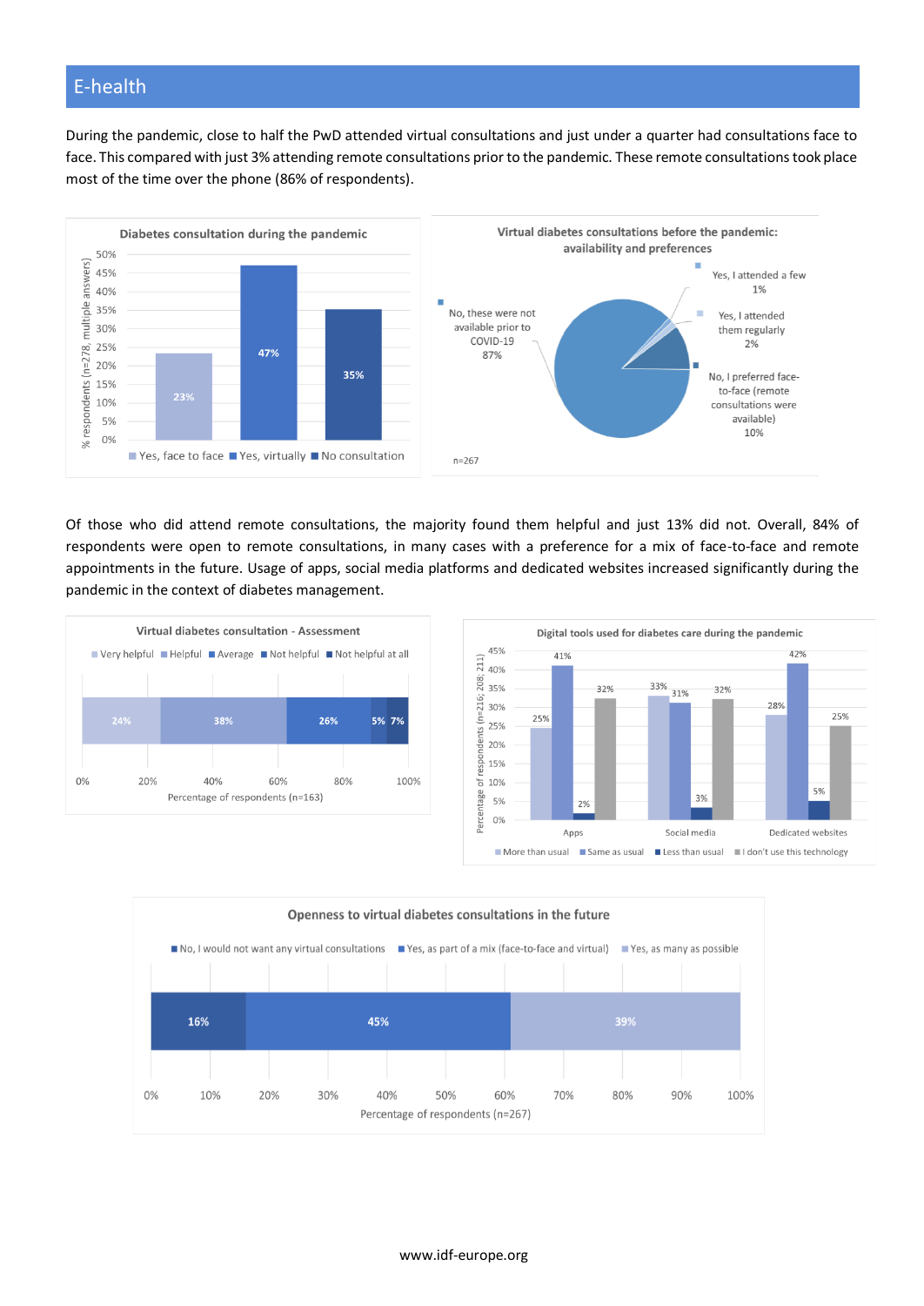## E-health

During the pandemic, close to half the PwD attended virtual consultations and just under a quarter had consultations face to face. This compared with just 3% attending remote consultations prior to the pandemic. These remote consultations took place most of the time over the phone (86% of respondents).

**Diabetes consultation during the pandemic**

| Response | % respondents (n=278, multiple answers) |
|---|---|
| Yes, face to face | 23% |
| Yes, virtually | 47% |
| No consultation | 35% |

**Virtual diabetes consultations before the pandemic: availability and preferences**

| Response | % |
|---|---|
| Yes, I attended a few | 1% |
| Yes, I attended them regularly | 2% |
| No, I preferred face-to-face (remote consultations were available) | 10% |
| No, these were not available prior to COVID-19 | 87% |

n=267

Of those who did attend remote consultations, the majority found them helpful and just 13% did not. Overall, 84% of respondents were open to remote consultations, in many cases with a preference for a mix of face-to-face and remote appointments in the future. Usage of apps, social media platforms and dedicated websites increased significantly during the pandemic in the context of diabetes management.

**Virtual diabetes consultation - Assessment**

| Very helpful | Helpful | Average | Not helpful | Not helpful at all |
|---|---|---|---|---|
| 24% | 38% | 26% | 5% | 7% |

Percentage of respondents (n=163)

**Digital tools used for diabetes care during the pandemic**

| | More than usual | Same as usual | Less than usual | I don't use this technology |
|---|---|---|---|---|
| Apps | 25% | 41% | 2% | 32% |
| Social media | 33% | 31% | 3% | 32% |
| Dedicated websites | 28% | 42% | 5% | 25% |

Percentage of respondents (n=216; 208; 211)

**Openness to virtual diabetes consultations in the future**

| No, I would not want any virtual consultations | Yes, as part of a mix (face-to-face and virtual) | Yes, as many as possible |
|---|---|---|
| 16% | 45% | 39% |

Percentage of respondents (n=267)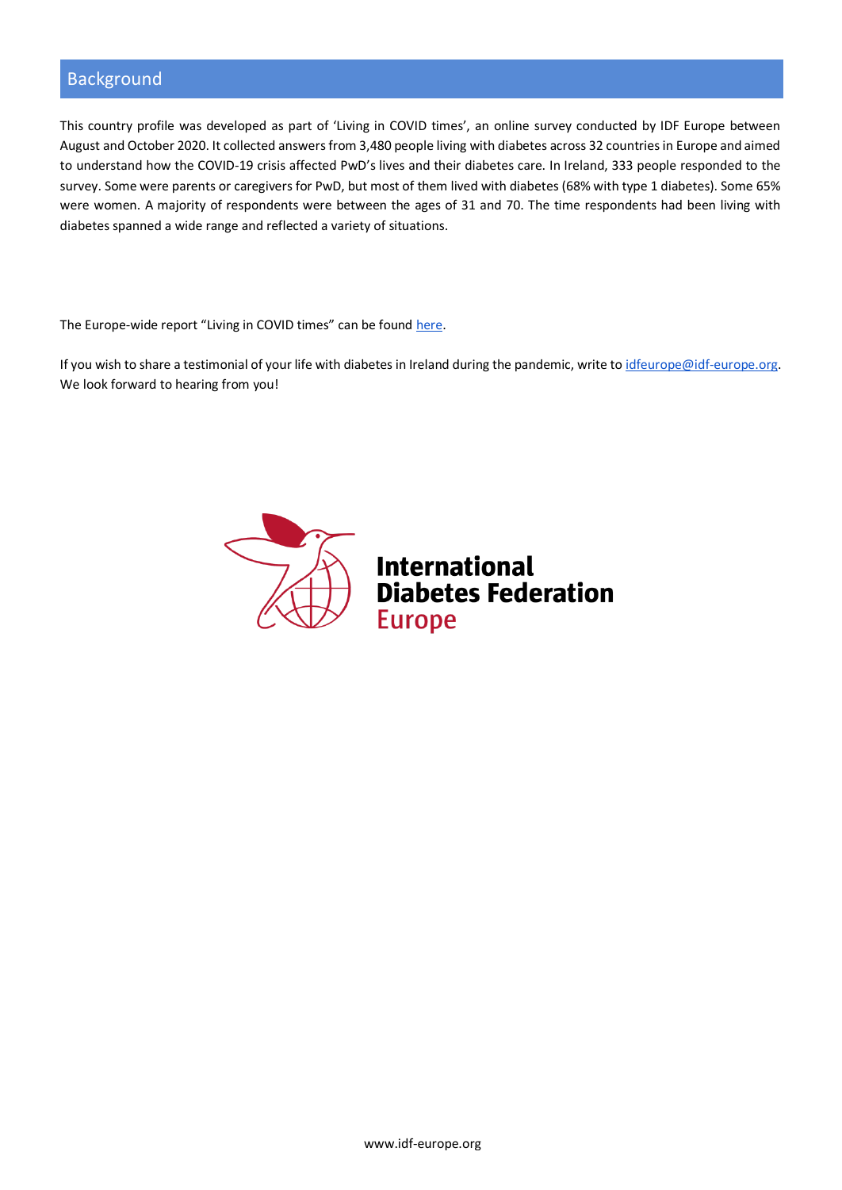## Background

This country profile was developed as part of 'Living in COVID times', an online survey conducted by IDF Europe between August and October 2020. It collected answers from 3,480 people living with diabetes across 32 countries in Europe and aimed to understand how the COVID-19 crisis affected PwD's lives and their diabetes care. In Ireland, 333 people responded to the survey. Some were parents or caregivers for PwD, but most of them lived with diabetes (68% with type 1 diabetes). Some 65% were women. A majority of respondents were between the ages of 31 and 70. The time respondents had been living with diabetes spanned a wide range and reflected a variety of situations.

The Europe-wide report "Living in COVID times" can be found here.

If you wish to share a testimonial of your life with diabetes in Ireland during the pandemic, write to idfeurope@idf-europe.org. We look forward to hearing from you!

International Diabetes Federation Europe

www.idf-europe.org